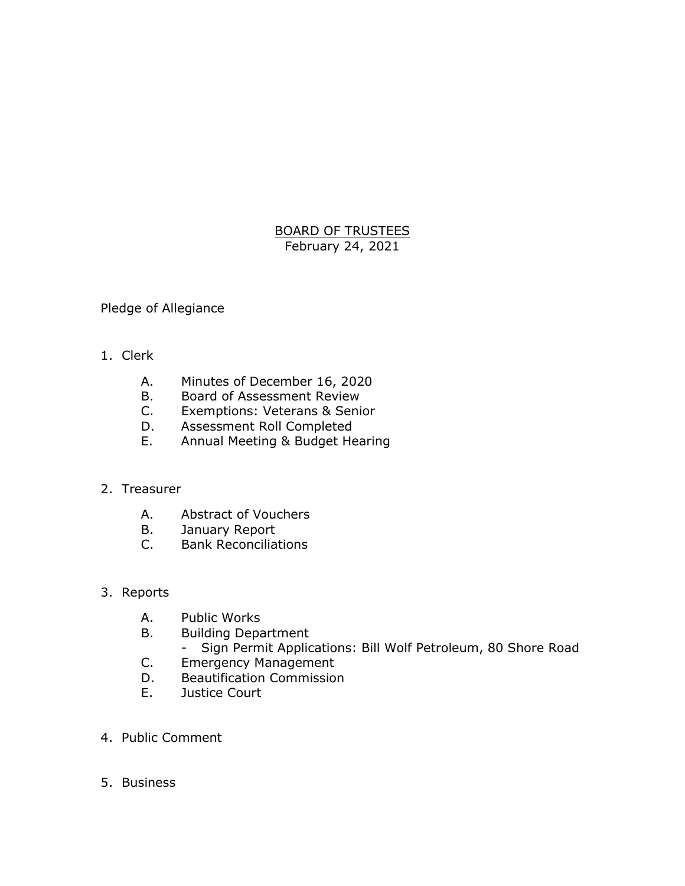# BOARD OF TRUSTEES

February 24, 2021

Pledge of Allegiance

1. Clerk

   A. Minutes of December 16, 2020
   B. Board of Assessment Review
   C. Exemptions: Veterans & Senior
   D. Assessment Roll Completed
   E. Annual Meeting & Budget Hearing

2. Treasurer

   A. Abstract of Vouchers
   B. January Report
   C. Bank Reconciliations

3. Reports

   A. Public Works
   B. Building Department
      - Sign Permit Applications: Bill Wolf Petroleum, 80 Shore Road
   C. Emergency Management
   D. Beautification Commission
   E. Justice Court

4. Public Comment

5. Business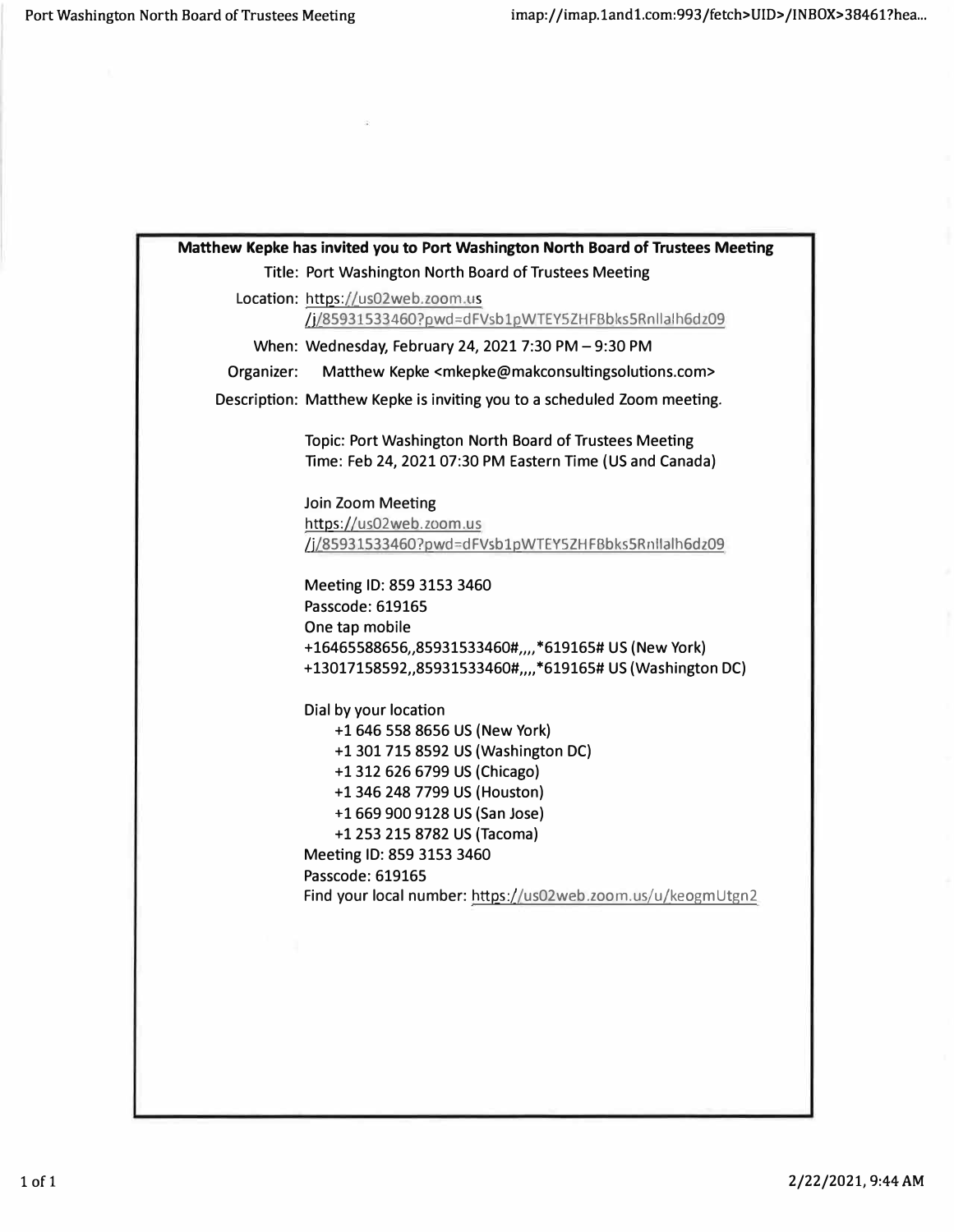**Matthew Kepke has invited you to Port Washington North Board of Trustees Meeting**

Title: Port Washington North Board of Trustees Meeting

Location: https://us02web.zoom.us/j/85931533460?pwd=dFVsb1pWTEY5ZHFBbks5Rnllalh6dz09

When: Wednesday, February 24, 2021 7:30 PM – 9:30 PM

Organizer: Matthew Kepke <mkepke@makconsultingsolutions.com>

Description: Matthew Kepke is inviting you to a scheduled Zoom meeting.

Topic: Port Washington North Board of Trustees Meeting
Time: Feb 24, 2021 07:30 PM Eastern Time (US and Canada)

Join Zoom Meeting
https://us02web.zoom.us/j/85931533460?pwd=dFVsb1pWTEY5ZHFBbks5Rnllalh6dz09

Meeting ID: 859 3153 3460
Passcode: 619165
One tap mobile
+16465588656,,85931533460#,,,,*619165# US (New York)
+13017158592,,85931533460#,,,,*619165# US (Washington DC)

Dial by your location
+1 646 558 8656 US (New York)
+1 301 715 8592 US (Washington DC)
+1 312 626 6799 US (Chicago)
+1 346 248 7799 US (Houston)
+1 669 900 9128 US (San Jose)
+1 253 215 8782 US (Tacoma)
Meeting ID: 859 3153 3460
Passcode: 619165
Find your local number: https://us02web.zoom.us/u/keogmUtgn2